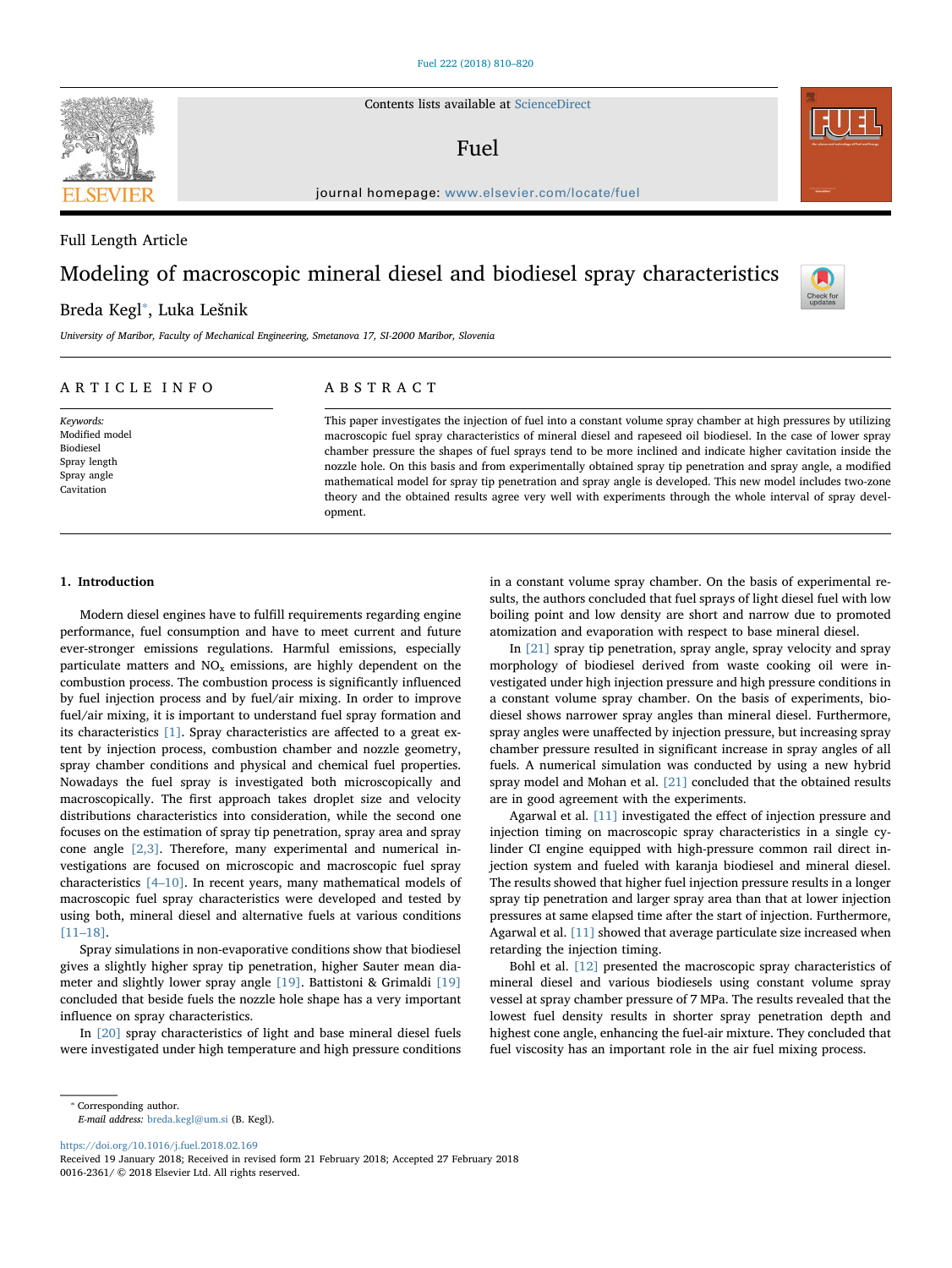Full Length Article

# Modeling of macroscopic mineral diesel and biodiesel spray characteristics

Breda Kegl*, Luka Lešnik

*University of Maribor, Faculty of Mechanical Engineering, Smetanova 17, SI-2000 Maribor, Slovenia*

## ARTICLE INFO

*Keywords:*
Modified model
Biodiesel
Spray length
Spray angle
Cavitation

## ABSTRACT

This paper investigates the injection of fuel into a constant volume spray chamber at high pressures by utilizing macroscopic fuel spray characteristics of mineral diesel and rapeseed oil biodiesel. In the case of lower spray chamber pressure the shapes of fuel sprays tend to be more inclined and indicate higher cavitation inside the nozzle hole. On this basis and from experimentally obtained spray tip penetration and spray angle, a modified mathematical model for spray tip penetration and spray angle is developed. This new model includes two-zone theory and the obtained results agree very well with experiments through the whole interval of spray development.

## 1. Introduction

Modern diesel engines have to fulfill requirements regarding engine performance, fuel consumption and have to meet current and future ever-stronger emissions regulations. Harmful emissions, especially particulate matters and $NO_x$ emissions, are highly dependent on the combustion process. The combustion process is significantly influenced by fuel injection process and by fuel/air mixing. In order to improve fuel/air mixing, it is important to understand fuel spray formation and its characteristics [1]. Spray characteristics are affected to a great extent by injection process, combustion chamber and nozzle geometry, spray chamber conditions and physical and chemical fuel properties. Nowadays the fuel spray is investigated both microscopically and macroscopically. The first approach takes droplet size and velocity distributions characteristics into consideration, while the second one focuses on the estimation of spray tip penetration, spray area and spray cone angle [2,3]. Therefore, many experimental and numerical investigations are focused on microscopic and macroscopic fuel spray characteristics [4–10]. In recent years, many mathematical models of macroscopic fuel spray characteristics were developed and tested by using both, mineral diesel and alternative fuels at various conditions [11–18].

Spray simulations in non-evaporative conditions show that biodiesel gives a slightly higher spray tip penetration, higher Sauter mean diameter and slightly lower spray angle [19]. Battistoni & Grimaldi [19] concluded that beside fuels the nozzle hole shape has a very important influence on spray characteristics.

In [20] spray characteristics of light and base mineral diesel fuels were investigated under high temperature and high pressure conditions in a constant volume spray chamber. On the basis of experimental results, the authors concluded that fuel sprays of light diesel fuel with low boiling point and low density are short and narrow due to promoted atomization and evaporation with respect to base mineral diesel.

In [21] spray tip penetration, spray angle, spray velocity and spray morphology of biodiesel derived from waste cooking oil were investigated under high injection pressure and high pressure conditions in a constant volume spray chamber. On the basis of experiments, biodiesel shows narrower spray angles than mineral diesel. Furthermore, spray angles were unaffected by injection pressure, but increasing spray chamber pressure resulted in significant increase in spray angles of all fuels. A numerical simulation was conducted by using a new hybrid spray model and Mohan et al. [21] concluded that the obtained results are in good agreement with the experiments.

Agarwal et al. [11] investigated the effect of injection pressure and injection timing on macroscopic spray characteristics in a single cylinder CI engine equipped with high-pressure common rail direct injection system and fueled with karanja biodiesel and mineral diesel. The results showed that higher fuel injection pressure results in a longer spray tip penetration and larger spray area than that at lower injection pressures at same elapsed time after the start of injection. Furthermore, Agarwal et al. [11] showed that average particulate size increased when retarding the injection timing.

Bohl et al. [12] presented the macroscopic spray characteristics of mineral diesel and various biodiesels using constant volume spray vessel at spray chamber pressure of 7 MPa. The results revealed that the lowest fuel density results in shorter spray penetration depth and highest cone angle, enhancing the fuel-air mixture. They concluded that fuel viscosity has an important role in the air fuel mixing process.

---

* Corresponding author.
*E-mail address:* breda.kegl@um.si (B. Kegl).

https://doi.org/10.1016/j.fuel.2018.02.169
Received 19 January 2018; Received in revised form 21 February 2018; Accepted 27 February 2018
0016-2361/ © 2018 Elsevier Ltd. All rights reserved.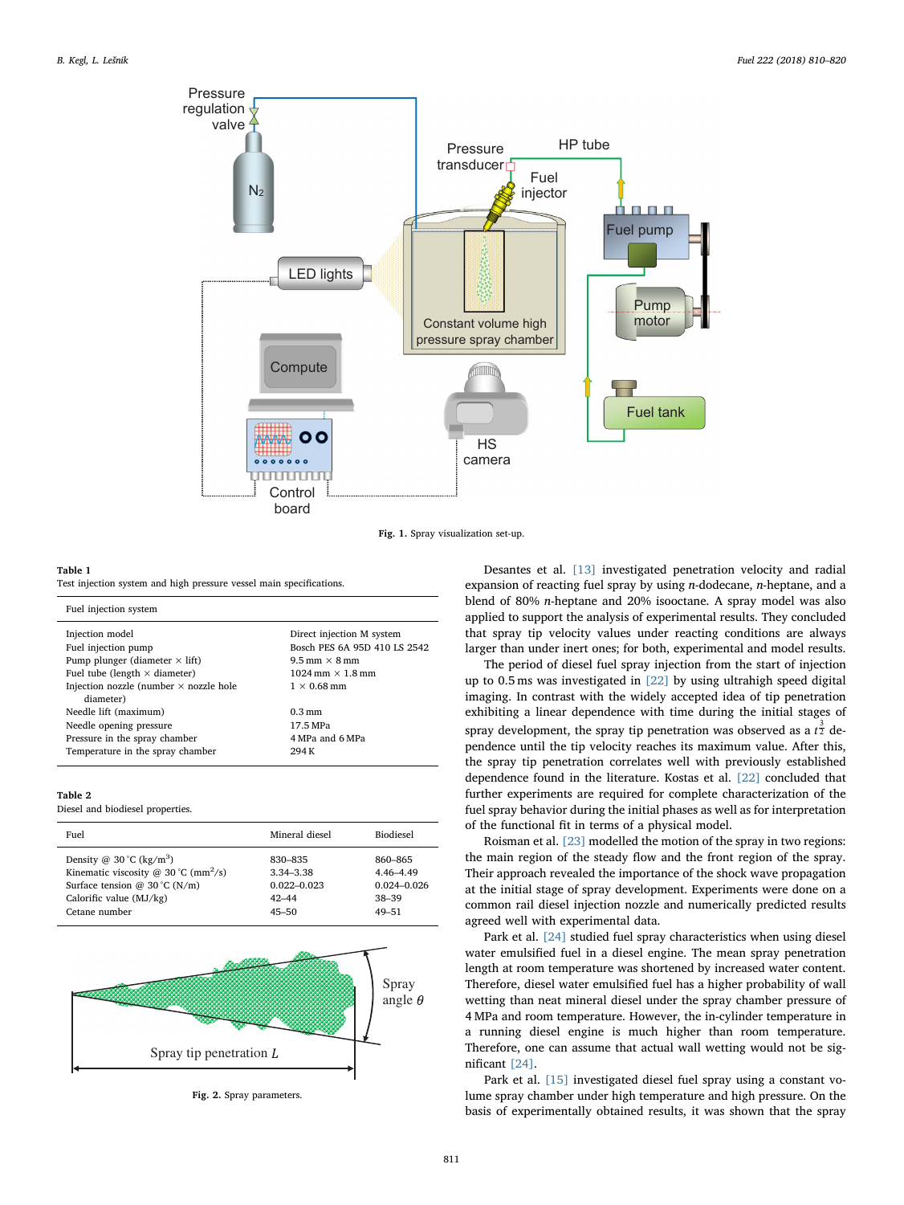Fig. 1. Spray visualization set-up.

**Table 1**
Test injection system and high pressure vessel main specifications.

| Fuel injection system | |
|---|---|
| Injection model | Direct injection M system |
| Fuel injection pump | Bosch PES 6A 95D 410 LS 2542 |
| Pump plunger (diameter × lift) | 9.5 mm × 8 mm |
| Fuel tube (length × diameter) | 1024 mm × 1.8 mm |
| Injection nozzle (number × nozzle hole diameter) | 1 × 0.68 mm |
| Needle lift (maximum) | 0.3 mm |
| Needle opening pressure | 17.5 MPa |
| Pressure in the spray chamber | 4 MPa and 6 MPa |
| Temperature in the spray chamber | 294 K |

**Table 2**
Diesel and biodiesel properties.

| Fuel | Mineral diesel | Biodiesel |
|---|---|---|
| Density @ 30 °C (kg/m$^3$) | 830–835 | 860–865 |
| Kinematic viscosity @ 30 °C (mm$^2$/s) | 3.34–3.38 | 4.46–4.49 |
| Surface tension @ 30 °C (N/m) | 0.022–0.023 | 0.024–0.026 |
| Calorific value (MJ/kg) | 42–44 | 38–39 |
| Cetane number | 45–50 | 49–51 |

Fig. 2. Spray parameters.

Desantes et al. [13] investigated penetration velocity and radial expansion of reacting fuel spray by using *n*-dodecane, *n*-heptane, and a blend of 80% *n*-heptane and 20% isooctane. A spray model was also applied to support the analysis of experimental results. They concluded that spray tip velocity values under reacting conditions are always larger than under inert ones; for both, experimental and model results.

The period of diesel fuel spray injection from the start of injection up to 0.5 ms was investigated in [22] by using ultrahigh speed digital imaging. In contrast with the widely accepted idea of tip penetration exhibiting a linear dependence with time during the initial stages of spray development, the spray tip penetration was observed as a $t^{\frac{3}{2}}$ dependence until the tip velocity reaches its maximum value. After this, the spray tip penetration correlates well with previously established dependence found in the literature. Kostas et al. [22] concluded that further experiments are required for complete characterization of the fuel spray behavior during the initial phases as well as for interpretation of the functional fit in terms of a physical model.

Roisman et al. [23] modelled the motion of the spray in two regions: the main region of the steady flow and the front region of the spray. Their approach revealed the importance of the shock wave propagation at the initial stage of spray development. Experiments were done on a common rail diesel injection nozzle and numerically predicted results agreed well with experimental data.

Park et al. [24] studied fuel spray characteristics when using diesel water emulsified fuel in a diesel engine. The mean spray penetration length at room temperature was shortened by increased water content. Therefore, diesel water emulsified fuel has a higher probability of wall wetting than neat mineral diesel under the spray chamber pressure of 4 MPa and room temperature. However, the in-cylinder temperature in a running diesel engine is much higher than room temperature. Therefore, one can assume that actual wall wetting would not be significant [24].

Park et al. [15] investigated diesel fuel spray using a constant volume spray chamber under high temperature and high pressure. On the basis of experimentally obtained results, it was shown that the spray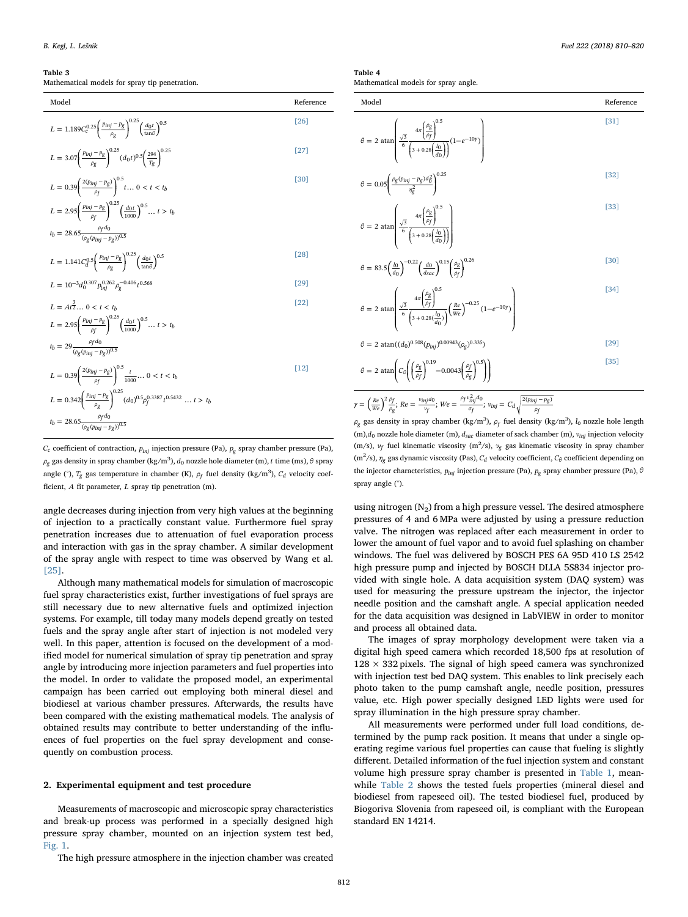**Table 3**
Mathematical models for spray tip penetration.

| Model | Reference |
|---|---|
| $L = 1.189 C_c^{0.25}\left(\frac{p_{inj}-p_g}{\rho_g}\right)^{0.25}\left(\frac{d_0 t}{\tan\theta}\right)^{0.5}$ | [26] |
| $L = 3.07\left(\frac{p_{inj}-p_g}{\rho_g}\right)^{0.25}(d_0 t)^{0.5}\left(\frac{294}{T_g}\right)^{0.25}$ | [27] |
| $L = 0.39\left(\frac{2(p_{inj}-p_g)}{\rho_f}\right)^{0.5} t \ldots 0 < t < t_b$<br>$L = 2.95\left(\frac{p_{inj}-p_g}{\rho_f}\right)^{0.25}\left(\frac{d_0 t}{1000}\right)^{0.5} \ldots t > t_b$<br>$t_b = 28.65\frac{\rho_f d_0}{(\rho_g(p_{inj}-p_g))^{0.5}}$ | [30] |
| $L = 1.141 C_d^{0.5}\left(\frac{p_{inj}-p_g}{\rho_g}\right)^{0.25}\left(\frac{d_0 t}{\tan\theta}\right)^{0.5}$ | [28] |
| $L = 10^{-3} d_0^{0.307} p_{inj}^{0.262} \rho_g^{-0.406} t^{0.568}$ | [29] |
| $L = A t^{\frac{3}{2}} \ldots 0 < t < t_b$<br>$L = 2.95\left(\frac{p_{inj}-p_g}{\rho_f}\right)^{0.25}\left(\frac{d_0 t}{1000}\right)^{0.5} \ldots t > t_b$<br>$t_b = 29\frac{\rho_f d_0}{(\rho_g(p_{inj}-p_g))^{0.5}}$ | [22] |
| $L = 0.39\left(\frac{2(p_{inj}-p_g)}{\rho_f}\right)^{0.5}\frac{t}{1000} \ldots 0 < t < t_b$<br>$L = 0.342\left(\frac{p_{inj}-p_g}{\rho_g}\right)^{0.25}(d_0)^{0.5}\rho_f^{0.3387} t^{0.5432} \ldots t > t_b$<br>$t_b = 28.65\frac{\rho_f d_0}{(\rho_g(p_{inj}-p_g))^{0.5}}$ | [12] |

$C_c$ coefficient of contraction, $p_{inj}$ injection pressure (Pa), $p_g$ spray chamber pressure (Pa), $\rho_g$ gas density in spray chamber (kg/m$^3$), $d_0$ nozzle hole diameter (m), $t$ time (ms), $\theta$ spray angle (°), $T_g$ gas temperature in chamber (K), $\rho_f$ fuel density (kg/m$^3$), $C_d$ velocity coefficient, $A$ fit parameter, $L$ spray tip penetration (m).

angle decreases during injection from very high values at the beginning of injection to a practically constant value. Furthermore fuel spray penetration increases due to attenuation of fuel evaporation process and interaction with gas in the spray chamber. A similar development of the spray angle with respect to time was observed by Wang et al. [25].

Although many mathematical models for simulation of macroscopic fuel spray characteristics exist, further investigations of fuel sprays are still necessary due to new alternative fuels and optimized injection systems. For example, till today many models depend greatly on tested fuels and the spray angle after start of injection is not modeled very well. In this paper, attention is focused on the development of a modified model for numerical simulation of spray tip penetration and spray angle by introducing more injection parameters and fuel properties into the model. In order to validate the proposed model, an experimental campaign has been carried out employing both mineral diesel and biodiesel at various chamber pressures. Afterwards, the results have been compared with the existing mathematical models. The analysis of obtained results may contribute to better understanding of the influences of fuel properties on the fuel spray development and consequently on combustion process.

## 2. Experimental equipment and test procedure

Measurements of macroscopic and microscopic spray characteristics and break-up process was performed in a specially designed high pressure spray chamber, mounted on an injection system test bed, Fig. 1.

The high pressure atmosphere in the injection chamber was created

**Table 4**
Mathematical models for spray angle.

| Model | Reference |
|---|---|
| $\theta = 2\,\mathrm{atan}\left(\frac{\frac{4\pi\left(\frac{\rho_g}{\rho_f}\right)^{0.5}}{\left(3+0.28\left(\frac{l_0}{d_0}\right)\right)}\sqrt{3}}{6}(1-e^{-10\gamma})\right)$ | [31] |
| $\theta = 0.05\left(\frac{\rho_g(p_{inj}-p_g)d_0^2}{\eta_g^2}\right)^{0.25}$ | [32] |
| $\theta = 2\,\mathrm{atan}\left(\frac{\frac{4\pi\left(\frac{\rho_g}{\rho_f}\right)^{0.5}}{\left(3+0.28\left(\frac{l_0}{d_0}\right)\right)}\sqrt{3}}{6}\right)$ | [33] |
| $\theta = 83.5\left(\frac{l_0}{d_0}\right)^{-0.22}\left(\frac{d_0}{d_{sac}}\right)^{0.15}\left(\frac{\rho_g}{\rho_f}\right)^{0.26}$ | [30] |
| $\theta = 2\,\mathrm{atan}\left(\frac{\frac{4\pi\left(\frac{\rho_g}{\rho_f}\right)^{0.5}}{\left(3+0.28\left(\frac{l_0}{d_0}\right)\right)}\sqrt{3}}{6}\left(\frac{Re}{We}\right)^{-0.25}(1-e^{-10\gamma})\right)$ | [34] |
| $\theta = 2\,\mathrm{atan}((d_0)^{0.508}(p_{inj})^{0.00943}(\rho_g)^{0.335})$ | [29] |
| $\theta = 2\,\mathrm{atan}\left(C_\theta\left(\left(\frac{\rho_g}{\rho_f}\right)^{0.19} - 0.0043\left(\frac{\rho_f}{\rho_g}\right)^{0.5}\right)\right)$ | [35] |

$\gamma = \left(\frac{Re}{We}\right)^2\frac{\rho_f}{\rho_g}$; $Re = \frac{v_{inj} d_0}{\nu_f}$; $We = \frac{\rho_f v_{inj}^2 d_0}{\sigma_f}$; $v_{inj} = C_d\sqrt{\frac{2(p_{inj}-p_g)}{\rho_f}}$

$\rho_g$ gas density in spray chamber (kg/m$^3$), $\rho_f$ fuel density (kg/m$^3$), $l_0$ nozzle hole length (m), $d_0$ nozzle hole diameter (m), $d_{sac}$ diameter of sack chamber (m), $v_{inj}$ injection velocity (m/s), $\nu_f$ fuel kinematic viscosity (m$^2$/s), $\nu_g$ gas kinematic viscosity in spray chamber (m$^2$/s), $\eta_g$ gas dynamic viscosity (Pas), $C_d$ velocity coefficient, $C_\theta$ coefficient depending on the injector characteristics, $p_{inj}$ injection pressure (Pa), $p_g$ spray chamber pressure (Pa), $\theta$ spray angle (°).

using nitrogen ($N_2$) from a high pressure vessel. The desired atmosphere pressures of 4 and 6 MPa were adjusted by using a pressure reduction valve. The nitrogen was replaced after each measurement in order to lower the amount of fuel vapor and to avoid fuel splashing on chamber windows. The fuel was delivered by BOSCH PES 6A 95D 410 LS 2542 high pressure pump and injected by BOSCH DLLA 5S834 injector provided with single hole. A data acquisition system (DAQ system) was used for measuring the pressure upstream the injector, the injector needle position and the camshaft angle. A special application needed for the data acquisition was designed in LabVIEW in order to monitor and process all obtained data.

The images of spray morphology development were taken via a digital high speed camera which recorded 18,500 fps at resolution of 128 × 332 pixels. The signal of high speed camera was synchronized with injection test bed DAQ system. This enables to link precisely each photo taken to the pump camshaft angle, needle position, pressures value, etc. High power specially designed LED lights were used for spray illumination in the high pressure spray chamber.

All measurements were performed under full load conditions, determined by the pump rack position. It means that under a single operating regime various fuel properties can cause that fueling is slightly different. Detailed information of the fuel injection system and constant volume high pressure spray chamber is presented in Table 1, meanwhile Table 2 shows the tested fuels properties (mineral diesel and biodiesel from rapeseed oil). The tested biodiesel fuel, produced by Biogoriva Slovenia from rapeseed oil, is compliant with the European standard EN 14214.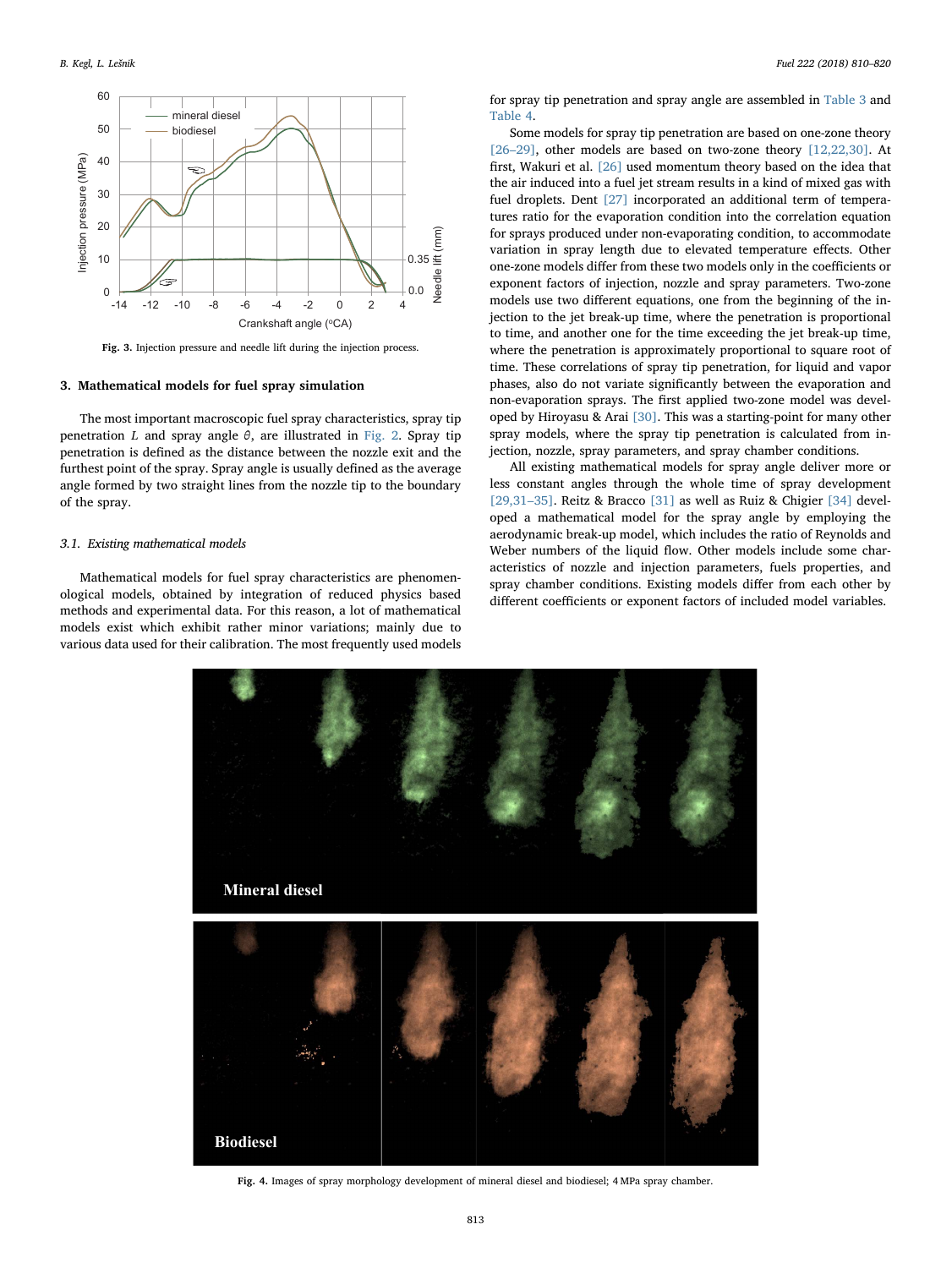Fig. 3. Injection pressure and needle lift during the injection process.

## 3. Mathematical models for fuel spray simulation

The most important macroscopic fuel spray characteristics, spray tip penetration $L$ and spray angle $\theta$, are illustrated in Fig. 2. Spray tip penetration is defined as the distance between the nozzle exit and the furthest point of the spray. Spray angle is usually defined as the average angle formed by two straight lines from the nozzle tip to the boundary of the spray.

### 3.1. Existing mathematical models

Mathematical models for fuel spray characteristics are phenomenological models, obtained by integration of reduced physics based methods and experimental data. For this reason, a lot of mathematical models exist which exhibit rather minor variations; mainly due to various data used for their calibration. The most frequently used models for spray tip penetration and spray angle are assembled in Table 3 and Table 4.

Some models for spray tip penetration are based on one-zone theory [26–29], other models are based on two-zone theory [12,22,30]. At first, Wakuri et al. [26] used momentum theory based on the idea that the air induced into a fuel jet stream results in a kind of mixed gas with fuel droplets. Dent [27] incorporated an additional term of temperatures ratio for the evaporation condition into the correlation equation for sprays produced under non-evaporating condition, to accommodate variation in spray length due to elevated temperature effects. Other one-zone models differ from these two models only in the coefficients or exponent factors of injection, nozzle and spray parameters. Two-zone models use two different equations, one from the beginning of the injection to the jet break-up time, where the penetration is proportional to time, and another one for the time exceeding the jet break-up time, where the penetration is approximately proportional to square root of time. These correlations of spray tip penetration, for liquid and vapor phases, also do not variate significantly between the evaporation and non-evaporation sprays. The first applied two-zone model was developed by Hiroyasu & Arai [30]. This was a starting-point for many other spray models, where the spray tip penetration is calculated from injection, nozzle, spray parameters, and spray chamber conditions.

All existing mathematical models for spray angle deliver more or less constant angles through the whole time of spray development [29,31–35]. Reitz & Bracco [31] as well as Ruiz & Chigier [34] developed a mathematical model for the spray angle by employing the aerodynamic break-up model, which includes the ratio of Reynolds and Weber numbers of the liquid flow. Other models include some characteristics of nozzle and injection parameters, fuels properties, and spray chamber conditions. Existing models differ from each other by different coefficients or exponent factors of included model variables.

Fig. 4. Images of spray morphology development of mineral diesel and biodiesel; 4 MPa spray chamber.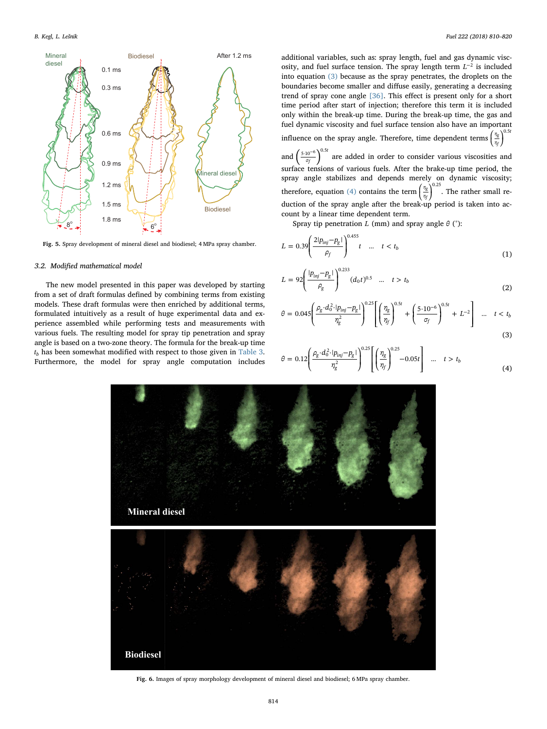Fig. 5. Spray development of mineral diesel and biodiesel; 4 MPa spray chamber.

### 3.2. Modified mathematical model

The new model presented in this paper was developed by starting from a set of draft formulas defined by combining terms from existing models. These draft formulas were then enriched by additional terms, formulated intuitively as a result of huge experimental data and experience assembled while performing tests and measurements with various fuels. The resulting model for spray tip penetration and spray angle is based on a two-zone theory. The formula for the break-up time $t_b$ has been somewhat modified with respect to those given in Table 3. Furthermore, the model for spray angle computation includes additional variables, such as: spray length, fuel and gas dynamic viscosity, and fuel surface tension. The spray length term $L^{-2}$ is included into equation (3) because as the spray penetrates, the droplets on the boundaries become smaller and diffuse easily, generating a decreasing trend of spray cone angle [36]. This effect is present only for a short time period after start of injection; therefore this term it is included only within the break-up time. During the break-up time, the gas and fuel dynamic viscosity and fuel surface tension also have an important influence on the spray angle. Therefore, time dependent terms $\left(\frac{\eta_g}{\eta_f}\right)^{0.5t}$ and $\left(\frac{5\cdot 10^{-6}}{\sigma_f}\right)^{0.5t}$ are added in order to consider various viscosities and surface tensions of various fuels. After the brake-up time period, the spray angle stabilizes and depends merely on dynamic viscosity; therefore, equation (4) contains the term $\left(\frac{\eta_g}{\eta_f}\right)^{0.25}$. The rather small reduction of the spray angle after the break-up period is taken into account by a linear time dependent term.

Spray tip penetration $L$ (mm) and spray angle $\theta$ (°):

$$L = 0.39\left(\frac{2|p_{inj}-p_g|}{\rho_f}\right)^{0.455} t \quad \dots \quad t < t_b \tag{1}$$

$$L = 92\left(\frac{|p_{inj}-p_g|}{\rho_g}\right)^{0.233} (d_0 t)^{0.5} \quad \dots \quad t > t_b \tag{2}$$

$$\theta = 0.045\left(\frac{\rho_g\cdot d_0^2\cdot|p_{inj}-p_g|}{\eta_g^2}\right)^{0.25}\left[\left(\frac{\eta_g}{\eta_f}\right)^{0.5t} + \left(\frac{5\cdot 10^{-6}}{\sigma_f}\right)^{0.5t} + L^{-2}\right] \quad \dots \quad t < t_b \tag{3}$$

$$\theta = 0.12\left(\frac{\rho_g\cdot d_0^2\cdot|p_{inj}-p_g|}{\eta_g^2}\right)^{0.25}\left[\left(\frac{\eta_g}{\eta_f}\right)^{0.25} - 0.05t\right] \quad \dots \quad t > t_b \tag{4}$$

Fig. 6. Images of spray morphology development of mineral diesel and biodiesel; 6 MPa spray chamber.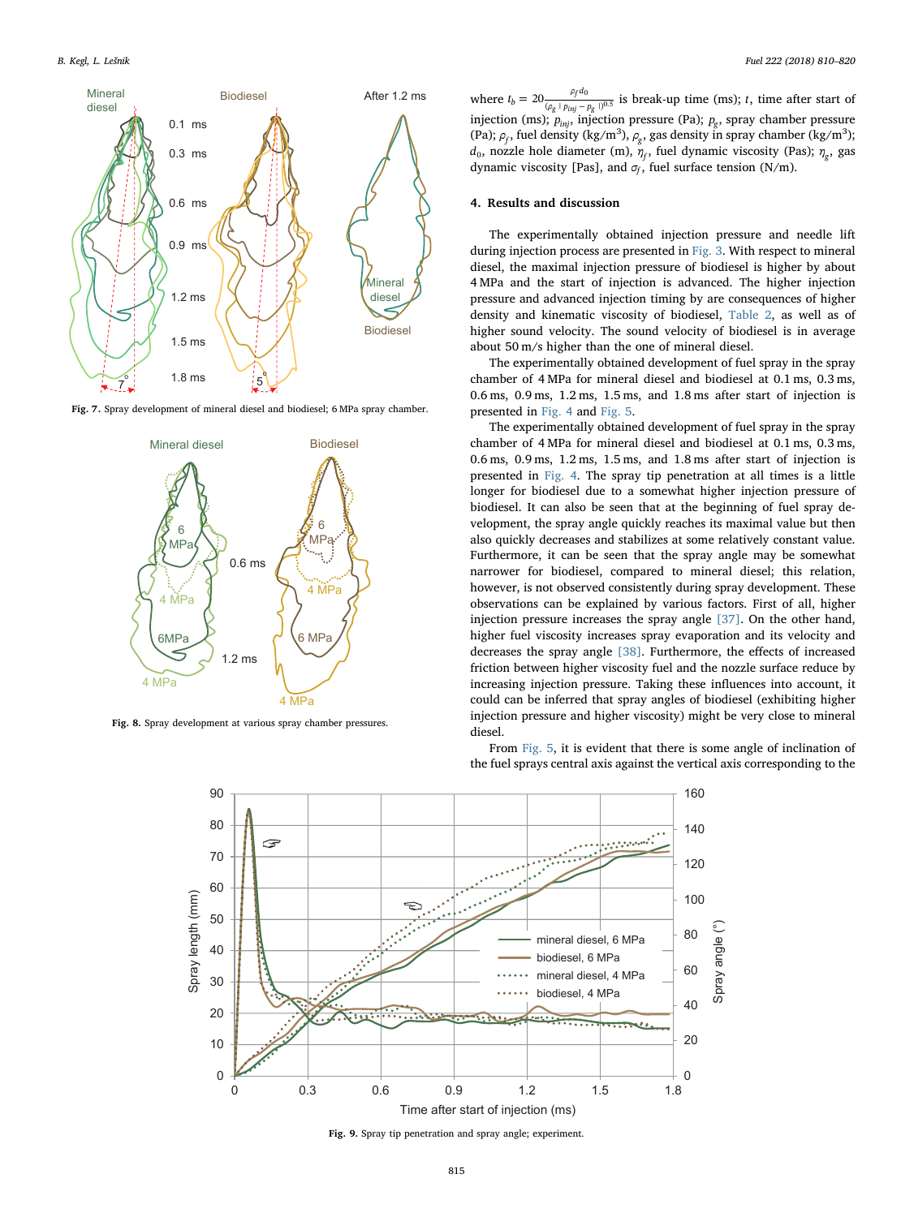Fig. 7. Spray development of mineral diesel and biodiesel; 6 MPa spray chamber.

Fig. 8. Spray development at various spray chamber pressures.

where $t_b = 20\frac{\rho_f d_0}{(\rho_g \cdot p_{inj} - p_g \cdot)^{0.5}}$ is break-up time (ms); $t$, time after start of injection (ms); $p_{inj}$, injection pressure (Pa); $p_g$, spray chamber pressure (Pa); $\rho_f$, fuel density (kg/m$^3$), $\rho_g$, gas density in spray chamber (kg/m$^3$); $d_0$, nozzle hole diameter (m), $\eta_f$, fuel dynamic viscosity (Pas); $\eta_g$, gas dynamic viscosity [Pas], and $\sigma_f$, fuel surface tension (N/m).

## 4. Results and discussion

The experimentally obtained injection pressure and needle lift during injection process are presented in Fig. 3. With respect to mineral diesel, the maximal injection pressure of biodiesel is higher by about 4 MPa and the start of injection is advanced. The higher injection pressure and advanced injection timing by are consequences of higher density and kinematic viscosity of biodiesel, Table 2, as well as of higher sound velocity. The sound velocity of biodiesel is in average about 50 m/s higher than the one of mineral diesel.

The experimentally obtained development of fuel spray in the spray chamber of 4 MPa for mineral diesel and biodiesel at 0.1 ms, 0.3 ms, 0.6 ms, 0.9 ms, 1.2 ms, 1.5 ms, and 1.8 ms after start of injection is presented in Fig. 4 and Fig. 5.

The experimentally obtained development of fuel spray in the spray chamber of 4 MPa for mineral diesel and biodiesel at 0.1 ms, 0.3 ms, 0.6 ms, 0.9 ms, 1.2 ms, 1.5 ms, and 1.8 ms after start of injection is presented in Fig. 4. The spray tip penetration at all times is a little longer for biodiesel due to a somewhat higher injection pressure of biodiesel. It can also be seen that at the beginning of fuel spray development, the spray angle quickly reaches its maximal value but then also quickly decreases and stabilizes at some relatively constant value. Furthermore, it can be seen that the spray angle may be somewhat narrower for biodiesel, compared to mineral diesel; this relation, however, is not observed consistently during spray development. These observations can be explained by various factors. First of all, higher injection pressure increases the spray angle [37]. On the other hand, higher fuel viscosity increases spray evaporation and its velocity and decreases the spray angle [38]. Furthermore, the effects of increased friction between higher viscosity fuel and the nozzle surface reduce by increasing injection pressure. Taking these influences into account, it could can be inferred that spray angles of biodiesel (exhibiting higher injection pressure and higher viscosity) might be very close to mineral diesel.

From Fig. 5, it is evident that there is some angle of inclination of the fuel sprays central axis against the vertical axis corresponding to the

Fig. 9. Spray tip penetration and spray angle; experiment.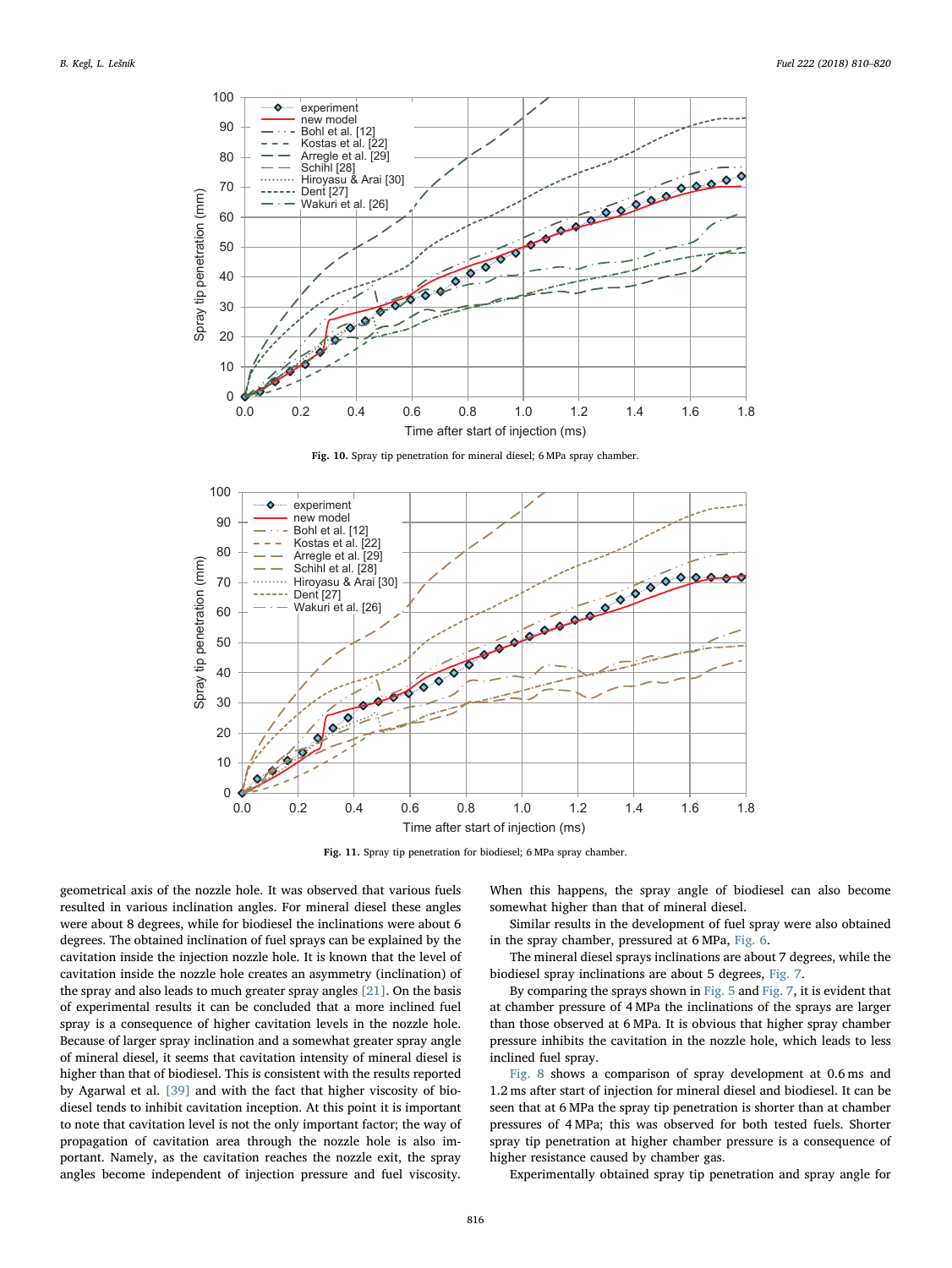**Fig. 10.** Spray tip penetration for mineral diesel; 6 MPa spray chamber.

**Fig. 11.** Spray tip penetration for biodiesel; 6 MPa spray chamber.

geometrical axis of the nozzle hole. It was observed that various fuels resulted in various inclination angles. For mineral diesel these angles were about 8 degrees, while for biodiesel the inclinations were about 6 degrees. The obtained inclination of fuel sprays can be explained by the cavitation inside the injection nozzle hole. It is known that the level of cavitation inside the nozzle hole creates an asymmetry (inclination) of the spray and also leads to much greater spray angles [21]. On the basis of experimental results it can be concluded that a more inclined fuel spray is a consequence of higher cavitation levels in the nozzle hole. Because of larger spray inclination and a somewhat greater spray angle of mineral diesel, it seems that cavitation intensity of mineral diesel is higher than that of biodiesel. This is consistent with the results reported by Agarwal et al. [39] and with the fact that higher viscosity of biodiesel tends to inhibit cavitation inception. At this point it is important to note that cavitation level is not the only important factor; the way of propagation of cavitation area through the nozzle hole is also important. Namely, as the cavitation reaches the nozzle exit, the spray angles become independent of injection pressure and fuel viscosity. When this happens, the spray angle of biodiesel can also become somewhat higher than that of mineral diesel.

Similar results in the development of fuel spray were also obtained in the spray chamber, pressured at 6 MPa, Fig. 6.

The mineral diesel sprays inclinations are about 7 degrees, while the biodiesel spray inclinations are about 5 degrees, Fig. 7.

By comparing the sprays shown in Fig. 5 and Fig. 7, it is evident that at chamber pressure of 4 MPa the inclinations of the sprays are larger than those observed at 6 MPa. It is obvious that higher spray chamber pressure inhibits the cavitation in the nozzle hole, which leads to less inclined fuel spray.

Fig. 8 shows a comparison of spray development at 0.6 ms and 1.2 ms after start of injection for mineral diesel and biodiesel. It can be seen that at 6 MPa the spray tip penetration is shorter than at chamber pressures of 4 MPa; this was observed for both tested fuels. Shorter spray tip penetration at higher chamber pressure is a consequence of higher resistance caused by chamber gas.

Experimentally obtained spray tip penetration and spray angle for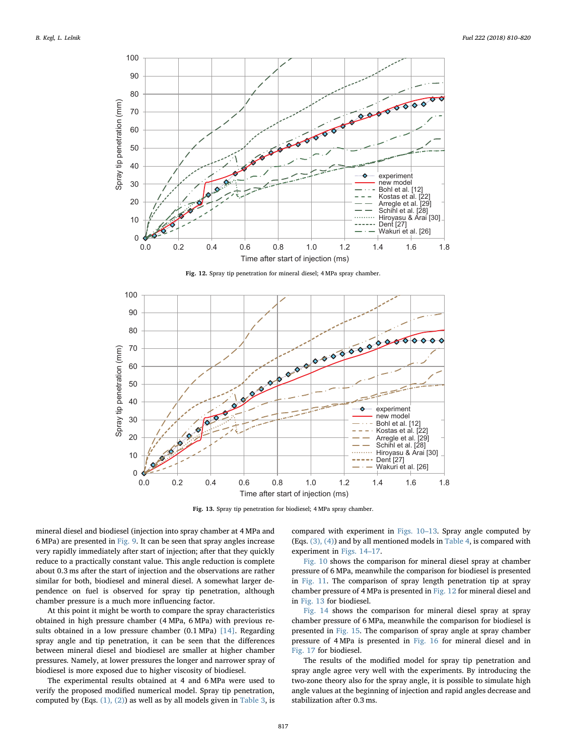Fig. 12. Spray tip penetration for mineral diesel; 4 MPa spray chamber.

Fig. 13. Spray tip penetration for biodiesel; 4 MPa spray chamber.

mineral diesel and biodiesel (injection into spray chamber at 4 MPa and 6 MPa) are presented in Fig. 9. It can be seen that spray angles increase very rapidly immediately after start of injection; after that they quickly reduce to a practically constant value. This angle reduction is complete about 0.3 ms after the start of injection and the observations are rather similar for both, biodiesel and mineral diesel. A somewhat larger dependence on fuel is observed for spray tip penetration, although chamber pressure is a much more influencing factor.

At this point it might be worth to compare the spray characteristics obtained in high pressure chamber (4 MPa, 6 MPa) with previous results obtained in a low pressure chamber (0.1 MPa) [14]. Regarding spray angle and tip penetration, it can be seen that the differences between mineral diesel and biodiesel are smaller at higher chamber pressures. Namely, at lower pressures the longer and narrower spray of biodiesel is more exposed due to higher viscosity of biodiesel.

The experimental results obtained at 4 and 6 MPa were used to verify the proposed modified numerical model. Spray tip penetration, computed by (Eqs. (1), (2)) as well as by all models given in Table 3, is compared with experiment in Figs. 10–13. Spray angle computed by (Eqs. (3), (4)) and by all mentioned models in Table 4, is compared with experiment in Figs. 14–17.

Fig. 10 shows the comparison for mineral diesel spray at chamber pressure of 6 MPa, meanwhile the comparison for biodiesel is presented in Fig. 11. The comparison of spray length penetration tip at spray chamber pressure of 4 MPa is presented in Fig. 12 for mineral diesel and in Fig. 13 for biodiesel.

Fig. 14 shows the comparison for mineral diesel spray at spray chamber pressure of 6 MPa, meanwhile the comparison for biodiesel is presented in Fig. 15. The comparison of spray angle at spray chamber pressure of 4 MPa is presented in Fig. 16 for mineral diesel and in Fig. 17 for biodiesel.

The results of the modified model for spray tip penetration and spray angle agree very well with the experiments. By introducing the two-zone theory also for the spray angle, it is possible to simulate high angle values at the beginning of injection and rapid angles decrease and stabilization after 0.3 ms.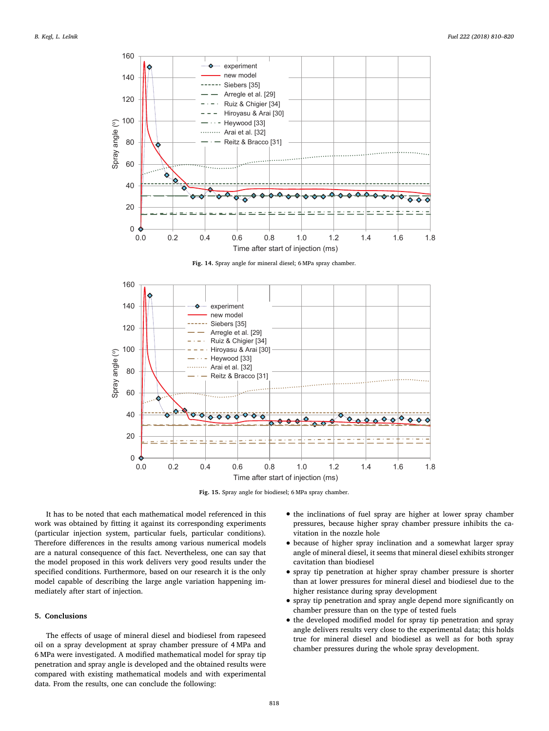Fig. 14. Spray angle for mineral diesel; 6 MPa spray chamber.

Fig. 15. Spray angle for biodiesel; 6 MPa spray chamber.

It has to be noted that each mathematical model referenced in this work was obtained by fitting it against its corresponding experiments (particular injection system, particular fuels, particular conditions). Therefore differences in the results among various numerical models are a natural consequence of this fact. Nevertheless, one can say that the model proposed in this work delivers very good results under the specified conditions. Furthermore, based on our research it is the only model capable of describing the large angle variation happening immediately after start of injection.

## 5. Conclusions

The effects of usage of mineral diesel and biodiesel from rapeseed oil on a spray development at spray chamber pressure of 4 MPa and 6 MPa were investigated. A modified mathematical model for spray tip penetration and spray angle is developed and the obtained results were compared with existing mathematical models and with experimental data. From the results, one can conclude the following:

- the inclinations of fuel spray are higher at lower spray chamber pressures, because higher spray chamber pressure inhibits the cavitation in the nozzle hole
- because of higher spray inclination and a somewhat larger spray angle of mineral diesel, it seems that mineral diesel exhibits stronger cavitation than biodiesel
- spray tip penetration at higher spray chamber pressure is shorter than at lower pressures for mineral diesel and biodiesel due to the higher resistance during spray development
- spray tip penetration and spray angle depend more significantly on chamber pressure than on the type of tested fuels
- the developed modified model for spray tip penetration and spray angle delivers results very close to the experimental data; this holds true for mineral diesel and biodiesel as well as for both spray chamber pressures during the whole spray development.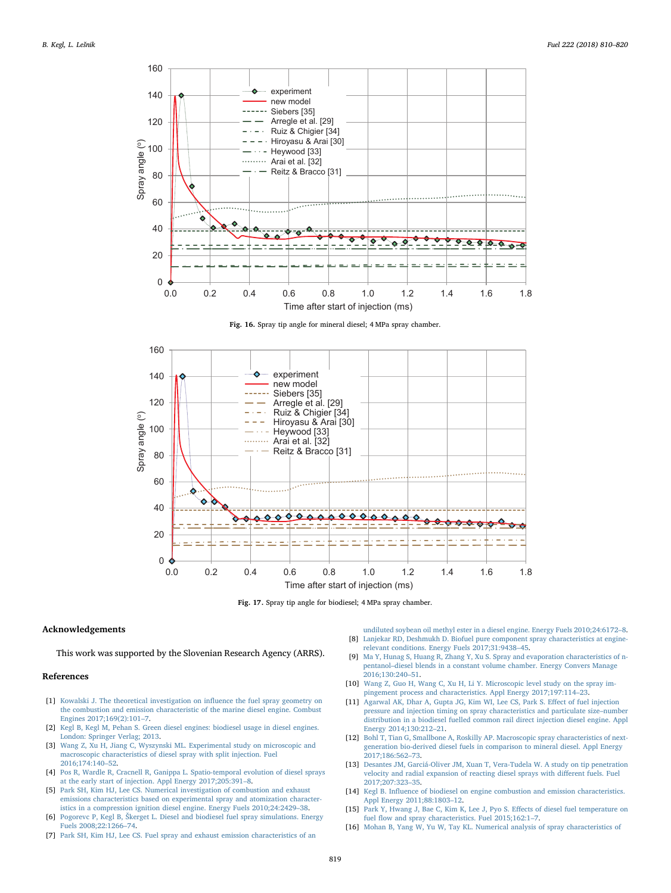**Fig. 16.** Spray tip angle for mineral diesel; 4 MPa spray chamber.

**Fig. 17.** Spray tip angle for biodiesel; 4 MPa spray chamber.

## Acknowledgements

This work was supported by the Slovenian Research Agency (ARRS).

## References

[1] Kowalski J. The theoretical investigation on influence the fuel spray geometry on the combustion and emission characteristic of the marine diesel engine. Combust Engines 2017;169(2):101–7.

[2] Kegl B, Kegl M, Pehan S. Green diesel engines: biodiesel usage in diesel engines. London: Springer Verlag; 2013.

[3] Wang Z, Xu H, Jiang C, Wyszynski ML. Experimental study on microscopic and macroscopic characteristics of diesel spray with split injection. Fuel 2016;174:140–52.

[4] Pos R, Wardle R, Cracnell R, Ganippa L. Spatio-temporal evolution of diesel sprays at the early start of injection. Appl Energy 2017;205:391–8.

[5] Park SH, Kim HJ, Lee CS. Numerical investigation of combustion and exhaust emissions characteristics based on experimental spray and atomization characteristics in a compression ignition diesel engine. Energy Fuels 2010;24:2429–38.

[6] Pogorevc P, Kegl B, Škerget L. Diesel and biodiesel fuel spray simulations. Energy Fuels 2008;22:1266–74.

[7] Park SH, Kim HJ, Lee CS. Fuel spray and exhaust emission characteristics of an undiluted soybean oil methyl ester in a diesel engine. Energy Fuels 2010;24:6172–8.

[8] Lanjekar RD, Deshmukh D. Biofuel pure component spray characteristics at engine-relevant conditions. Energy Fuels 2017;31:9438–45.

[9] Ma Y, Hunag S, Huang R, Zhang Y, Xu S. Spray and evaporation characteristics of n-pentanol–diesel blends in a constant volume chamber. Energy Convers Manage 2016;130:240–51.

[10] Wang Z, Guo H, Wang C, Xu H, Li Y. Microscopic level study on the spray impingement process and characteristics. Appl Energy 2017;197:114–23.

[11] Agarwal AK, Dhar A, Gupta JG, Kim WI, Lee CS, Park S. Effect of fuel injection pressure and injection timing on spray characteristics and particulate size–number distribution in a biodiesel fuelled common rail direct injection diesel engine. Appl Energy 2014;130:212–21.

[12] Bohl T, Tian G, Smallbone A, Roskilly AP. Macroscopic spray characteristics of next-generation bio-derived diesel fuels in comparison to mineral diesel. Appl Energy 2017;186:562–73.

[13] Desantes JM, Garciá-Oliver JM, Xuan T, Vera-Tudela W. A study on tip penetration velocity and radial expansion of reacting diesel sprays with different fuels. Fuel 2017;207:323–35.

[14] Kegl B. Influence of biodiesel on engine combustion and emission characteristics. Appl Energy 2011;88:1803–12.

[15] Park Y, Hwang J, Bae C, Kim K, Lee J, Pyo S. Effects of diesel fuel temperature on fuel flow and spray characteristics. Fuel 2015;162:1–7.

[16] Mohan B, Yang W, Yu W, Tay KL. Numerical analysis of spray characteristics of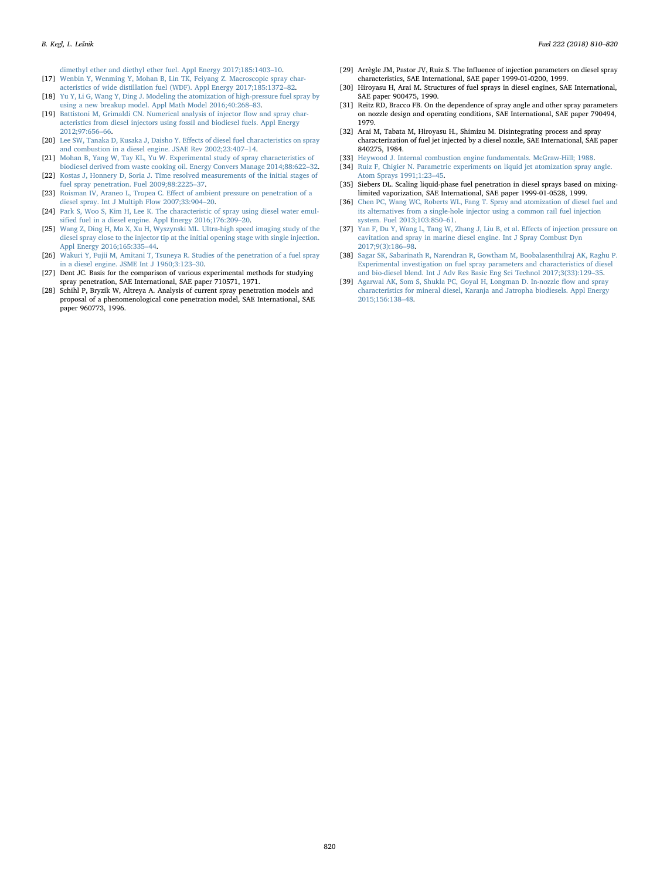dimethyl ether and diethyl ether fuel. Appl Energy 2017;185:1403–10.

[17] Wenbin Y, Wenming Y, Mohan B, Lin TK, Feiyang Z. Macroscopic spray characteristics of wide distillation fuel (WDF). Appl Energy 2017;185:1372–82.

[18] Yu Y, Li G, Wang Y, Ding J. Modeling the atomization of high-pressure fuel spray by using a new breakup model. Appl Math Model 2016;40:268–83.

[19] Battistoni M, Grimaldi CN. Numerical analysis of injector flow and spray characteristics from diesel injectors using fossil and biodiesel fuels. Appl Energy 2012;97:656–66.

[20] Lee SW, Tanaka D, Kusaka J, Daisho Y. Effects of diesel fuel characteristics on spray and combustion in a diesel engine. JSAE Rev 2002;23:407–14.

[21] Mohan B, Yang W, Tay KL, Yu W. Experimental study of spray characteristics of biodiesel derived from waste cooking oil. Energy Convers Manage 2014;88:622–32.

[22] Kostas J, Honnery D, Soria J. Time resolved measurements of the initial stages of fuel spray penetration. Fuel 2009;88:2225–37.

[23] Roisman IV, Araneo L, Tropea C. Effect of ambient pressure on penetration of a diesel spray. Int J Multiph Flow 2007;33:904–20.

[24] Park S, Woo S, Kim H, Lee K. The characteristic of spray using diesel water emulsified fuel in a diesel engine. Appl Energy 2016;176:209–20.

[25] Wang Z, Ding H, Ma X, Xu H, Wyszynski ML. Ultra-high speed imaging study of the diesel spray close to the injector tip at the initial opening stage with single injection. Appl Energy 2016;165:335–44.

[26] Wakuri Y, Fujii M, Amitani T, Tsuneya R. Studies of the penetration of a fuel spray in a diesel engine. JSME Int J 1960;3:123–30.

[27] Dent JC. Basis for the comparison of various experimental methods for studying spray penetration, SAE International, SAE paper 710571, 1971.

[28] Schihl P, Bryzik W, Altreya A. Analysis of current spray penetration models and proposal of a phenomenological cone penetration model, SAE International, SAE paper 960773, 1996.

[29] Arrègle JM, Pastor JV, Ruiz S. The Influence of injection parameters on diesel spray characteristics, SAE International, SAE paper 1999-01-0200, 1999.

[30] Hiroyasu H, Arai M. Structures of fuel sprays in diesel engines, SAE International, SAE paper 900475, 1990.

[31] Reitz RD, Bracco FB. On the dependence of spray angle and other spray parameters on nozzle design and operating conditions, SAE International, SAE paper 790494, 1979.

[32] Arai M, Tabata M, Hiroyasu H., Shimizu M. Disintegrating process and spray characterization of fuel jet injected by a diesel nozzle, SAE International, SAE paper 840275, 1984.

[33] Heywood J. Internal combustion engine fundamentals. McGraw-Hill; 1988.

[34] Ruiz F, Chigier N. Parametric experiments on liquid jet atomization spray angle. Atom Sprays 1991;1:23–45.

[35] Siebers DL. Scaling liquid-phase fuel penetration in diesel sprays based on mixing-limited vaporization, SAE International, SAE paper 1999-01-0528, 1999.

[36] Chen PC, Wang WC, Roberts WL, Fang T. Spray and atomization of diesel fuel and its alternatives from a single-hole injector using a common rail fuel injection system. Fuel 2013;103:850–61.

[37] Yan F, Du Y, Wang L, Tang W, Zhang J, Liu B, et al. Effects of injection pressure on cavitation and spray in marine diesel engine. Int J Spray Combust Dyn 2017;9(3):186–98.

[38] Sagar SK, Sabarinath R, Narendran R, Gowtham M, Boobalasenthilraj AK, Raghu P. Experimental investigation on fuel spray parameters and characteristics of diesel and bio-diesel blend. Int J Adv Res Basic Eng Sci Technol 2017;3(33):129–35.

[39] Agarwal AK, Som S, Shukla PC, Goyal H, Longman D. In-nozzle flow and spray characteristics for mineral diesel, Karanja and Jatropha biodiesels. Appl Energy 2015;156:138–48.